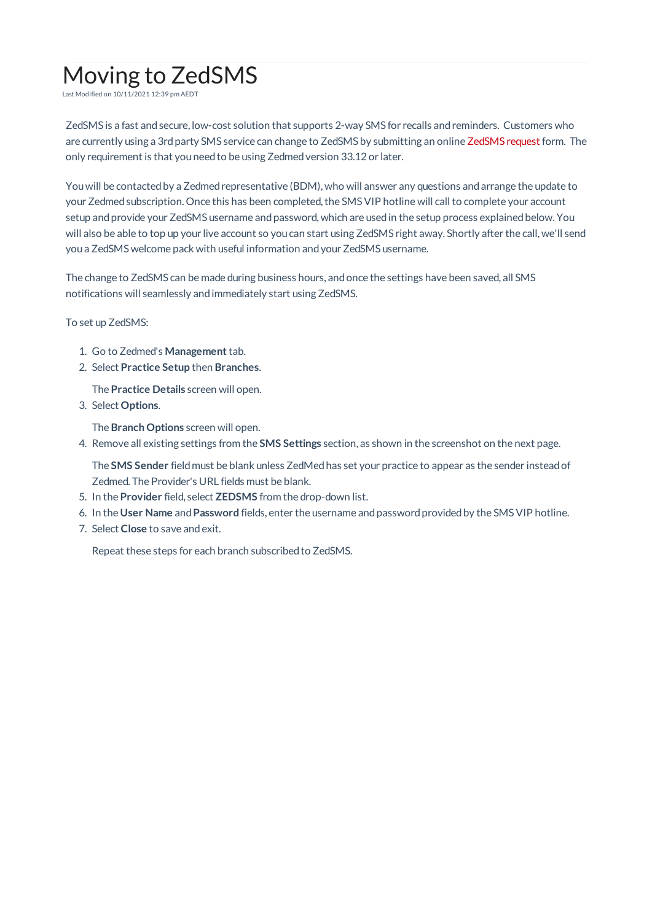# Moving to ZedSMS

Last Modified on 10/11/2021 12:39 pm AEDT

ZedSMS is a fast and secure, low-cost solution that supports 2-way SMS for recalls and reminders. Customers who are currently using a 3rd party SMS service can change to ZedSMS by submitting an online ZedSMS request form. The only requirement is that you need to be using Zedmed version 33.12 or later.

You will be contacted by a Zedmed representative (BDM), who will answer any questions and arrange the update to your Zedmed subscription. Once this has been completed, the SMS VIP hotline will call to complete your account setup and provide your ZedSMS username and password, which are used in the setup process explained below. You will also be able to top up your live account so you can start using ZedSMS right away. Shortly after the call, we'll send you a ZedSMS welcome pack with useful information and your ZedSMS username.

The change to ZedSMS can be made during business hours, and once the settings have been saved, all SMS notifications will seamlessly and immediately start using ZedSMS.

To set up ZedSMS:

1. Go to Zedmed's **Management** tab.
2. Select **Practice Setup** then **Branches**.

   The **Practice Details** screen will open.
3. Select **Options**.

   The **Branch Options** screen will open.
4. Remove all existing settings from the **SMS Settings** section, as shown in the screenshot on the next page.

   The **SMS Sender** field must be blank unless ZedMed has set your practice to appear as the sender instead of Zedmed. The Provider's URL fields must be blank.
5. In the **Provider** field, select **ZEDSMS** from the drop-down list.
6. In the **User Name** and **Password** fields, enter the username and password provided by the SMS VIP hotline.
7. Select **Close** to save and exit.

   Repeat these steps for each branch subscribed to ZedSMS.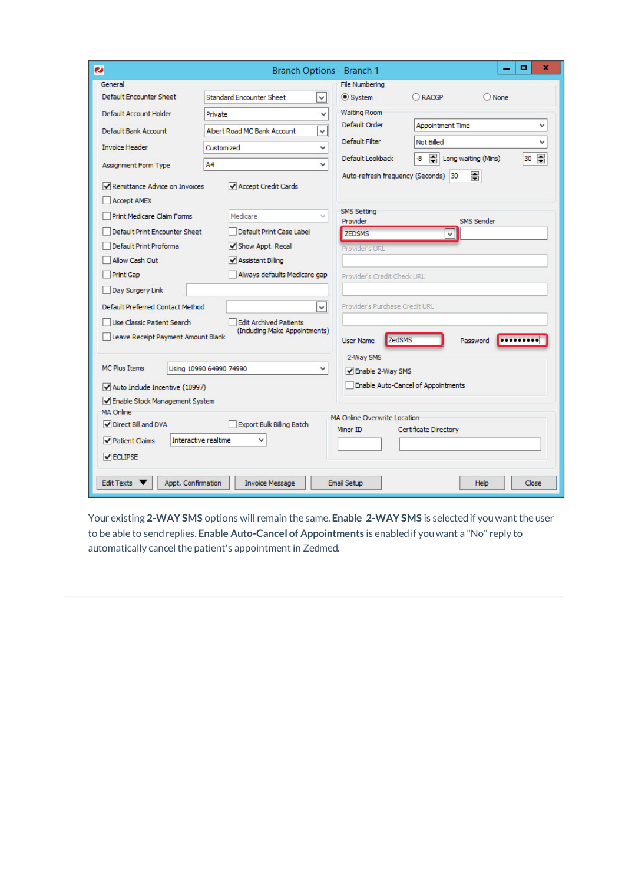Your existing **2-WAY SMS** options will remain the same. **Enable 2-WAY SMS** is selected if you want the user to be able to send replies. **Enable Auto-Cancel of Appointments** is enabled if you want a "No" reply to automatically cancel the patient's appointment in Zedmed.